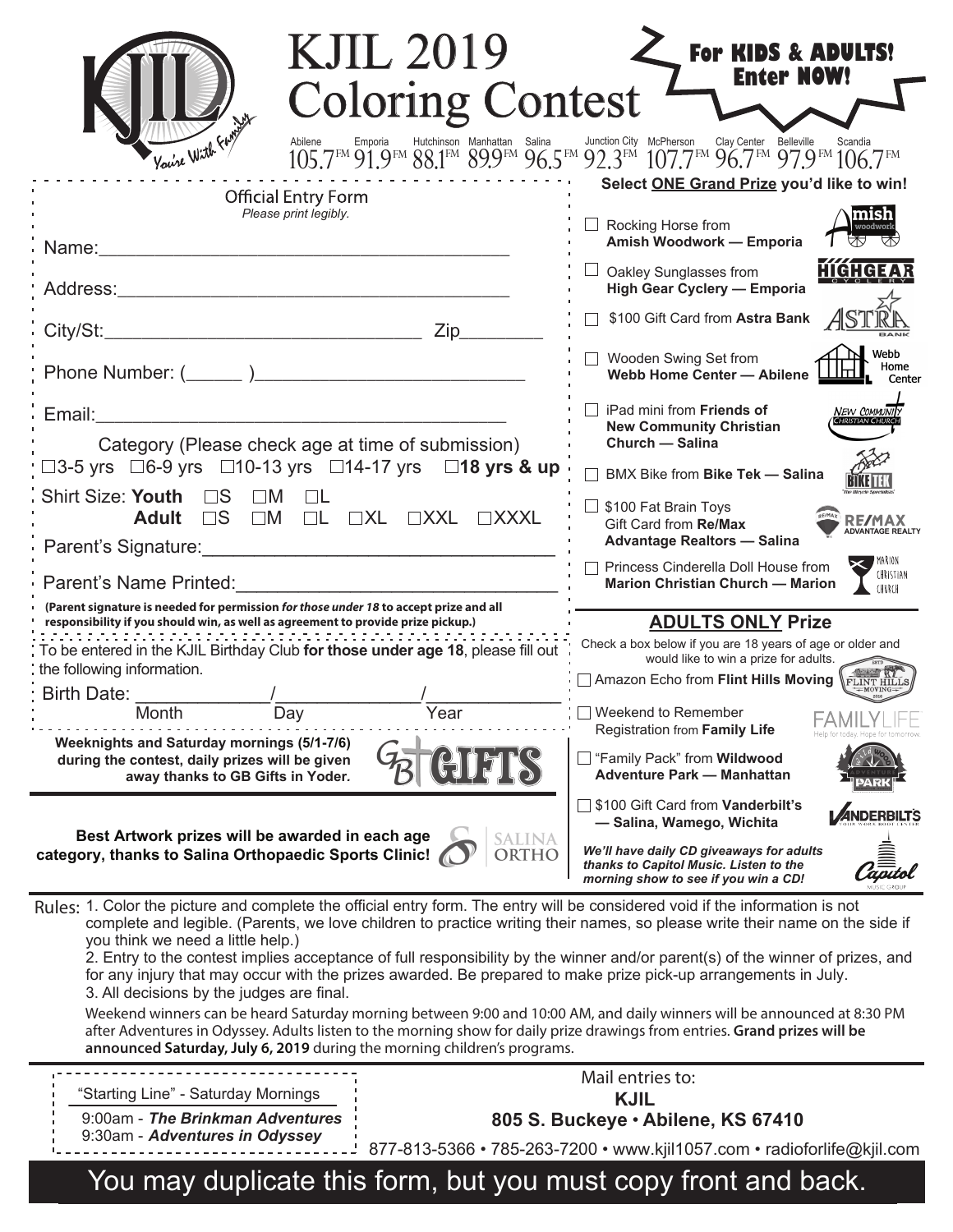# KJIL 2019 Coloring Contest

**For KIDS & ADULTS! Enter NOW!**

You're With Family

Abilene 105.7FM · Emporia 91.9FM · Hutchinson 88.1FM · Manhattan 89.9FM · Salina 96.5FM · Junction City 92.3FM · McPherson 107.7FM · Clay Center 96.7FM · Belleville 97.9FM · Scandia 106.7FM

## Official Entry Form

*Please print legibly.*

Name:\_\_\_\_\_\_\_\_\_\_\_\_\_\_\_\_\_\_\_\_\_\_\_\_\_\_\_\_\_\_\_\_\_\_\_\_\_\_\_\_

Address:\_\_\_\_\_\_\_\_\_\_\_\_\_\_\_\_\_\_\_\_\_\_\_\_\_\_\_\_\_\_\_\_\_\_\_\_\_\_

City/St:\_\_\_\_\_\_\_\_\_\_\_\_\_\_\_\_\_\_\_\_\_\_\_\_\_\_\_\_\_\_ Zip\_\_\_\_\_\_\_\_

Phone Number: (\_\_\_\_\_\_ )\_\_\_\_\_\_\_\_\_\_\_\_\_\_\_\_\_\_\_\_\_\_\_\_\_\_

Email:\_\_\_\_\_\_\_\_\_\_\_\_\_\_\_\_\_\_\_\_\_\_\_\_\_\_\_\_\_\_\_\_\_\_\_\_\_\_\_\_

Category (Please check age at time of submission)

☐3-5 yrs ☐6-9 yrs ☐10-13 yrs ☐14-17 yrs ☐**18 yrs & up**

Shirt Size: **Youth** ☐S ☐M ☐L

**Adult** ☐S ☐M ☐L ☐XL ☐XXL ☐XXXL

Parent's Signature:\_\_\_\_\_\_\_\_\_\_\_\_\_\_\_\_\_\_\_\_\_\_\_\_\_\_\_\_\_\_\_\_

Parent's Name Printed:\_\_\_\_\_\_\_\_\_\_\_\_\_\_\_\_\_\_\_\_\_\_\_\_\_\_\_\_\_

**(Parent signature is needed for permission *for those under 18* to accept prize and all responsibility if you should win, as well as agreement to provide prize pickup.)**

To be entered in the KJIL Birthday Club **for those under age 18**, please fill out the following information.

Birth Date: \_\_\_\_\_\_\_\_\_\_/\_\_\_\_\_\_\_\_\_\_/\_\_\_\_\_\_\_\_\_\_

Month Day Year

**Weeknights and Saturday mornings (5/1-7/6) during the contest, daily prizes will be given away thanks to GB Gifts in Yoder.**

GB GIFTS

**Best Artwork prizes will be awarded in each age category, thanks to Salina Orthopaedic Sports Clinic!**

SALINA ORTHO

**Select ONE Grand Prize you'd like to win!**

- ☐ Rocking Horse from **Amish Woodwork — Emporia**
- ☐ Oakley Sunglasses from **High Gear Cyclery — Emporia**
- ☐ $100 Gift Card from **Astra Bank**
- ☐ Wooden Swing Set from **Webb Home Center — Abilene**
- ☐ iPad mini from **Friends of New Community Christian Church — Salina**
- ☐ BMX Bike from **Bike Tek — Salina**
- ☐ $100 Fat Brain Toys Gift Card from **Re/Max Advantage Realtors — Salina**
- ☐ Princess Cinderella Doll House from **Marion Christian Church — Marion**

### ADULTS ONLY Prize

Check a box below if you are 18 years of age or older and would like to win a prize for adults.

- ☐ Amazon Echo from **Flint Hills Moving**
- ☐ Weekend to Remember Registration from **Family Life**
- ☐ "Family Pack" from **Wildwood Adventure Park — Manhattan**
- ☐ $100 Gift Card from **Vanderbilt's — Salina, Wamego, Wichita**

***We'll have daily CD giveaways for adults thanks to Capitol Music. Listen to the morning show to see if you win a CD!***

Rules:

1. Color the picture and complete the official entry form. The entry will be considered void if the information is not complete and legible. (Parents, we love children to practice writing their names, so please write their name on the side if you think we need a little help.)
2. Entry to the contest implies acceptance of full responsibility by the winner and/or parent(s) of the winner of prizes, and for any injury that may occur with the prizes awarded. Be prepared to make prize pick-up arrangements in July.
3. All decisions by the judges are final.

Weekend winners can be heard Saturday morning between 9:00 and 10:00 AM, and daily winners will be announced at 8:30 PM after Adventures in Odyssey. Adults listen to the morning show for daily prize drawings from entries. **Grand prizes will be announced Saturday, July 6, 2019** during the morning children's programs.

"Starting Line" - Saturday Mornings

9:00am - ***The Brinkman Adventures***

9:30am - ***Adventures in Odyssey***

Mail entries to:

**KJIL**

**805 S. Buckeye • Abilene, KS 67410**

877-813-5366 • 785-263-7200 • www.kjil1057.com • radioforlife@kjil.com

You may duplicate this form, but you must copy front and back.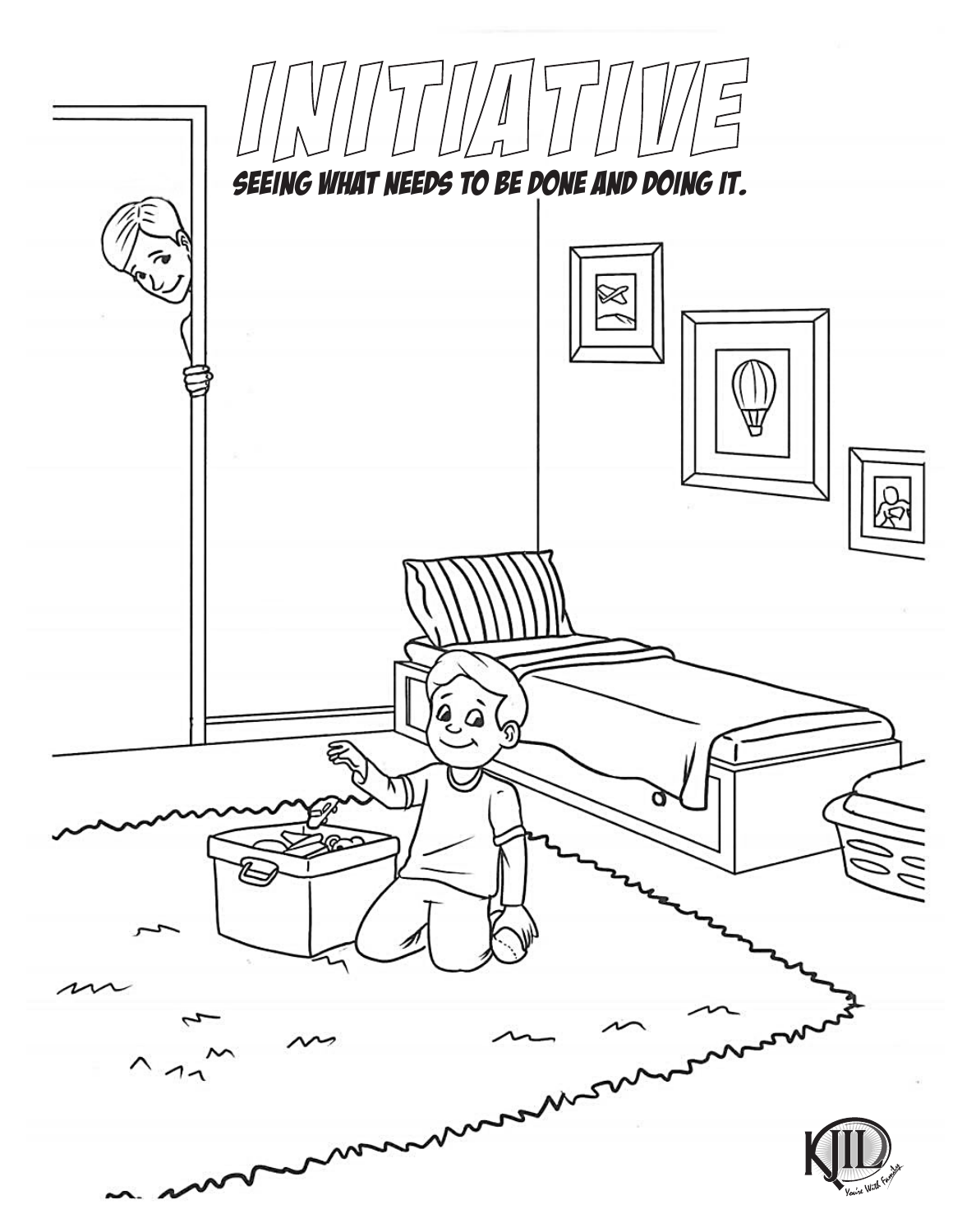# INITIATIVE

SEEING WHAT NEEDS TO BE DONE AND DOING IT.